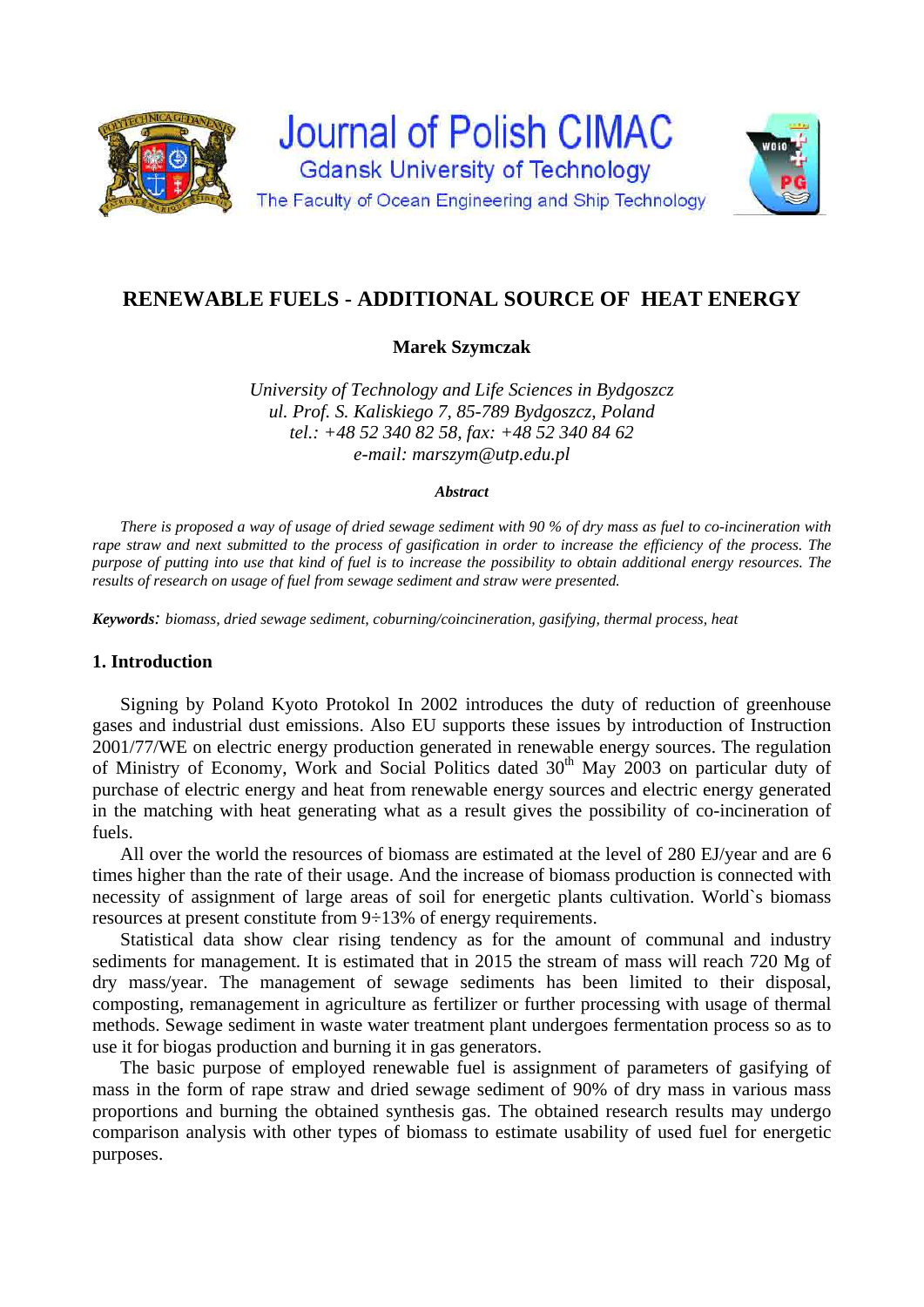# RENEWABLE FUELS - ADDITIONAL SOURCE OF HEAT ENERGY

**Marek Szymczak**

*University of Technology and Life Sciences in Bydgoszcz*
*ul. Prof. S. Kaliskiego 7, 85-789 Bydgoszcz, Poland*
*tel.: +48 52 340 82 58, fax: +48 52 340 84 62*
*e-mail: marszym@utp.edu.pl*

***Abstract***

*There is proposed a way of usage of dried sewage sediment with 90 % of dry mass as fuel to co-incineration with rape straw and next submitted to the process of gasification in order to increase the efficiency of the process. The purpose of putting into use that kind of fuel is to increase the possibility to obtain additional energy resources. The results of research on usage of fuel from sewage sediment and straw were presented.*

***Keywords:*** *biomass, dried sewage sediment, coburning/coincineration, gasifying, thermal process, heat*

## 1. Introduction

Signing by Poland Kyoto Protokol In 2002 introduces the duty of reduction of greenhouse gases and industrial dust emissions. Also EU supports these issues by introduction of Instruction 2001/77/WE on electric energy production generated in renewable energy sources. The regulation of Ministry of Economy, Work and Social Politics dated 30th May 2003 on particular duty of purchase of electric energy and heat from renewable energy sources and electric energy generated in the matching with heat generating what as a result gives the possibility of co-incineration of fuels.

All over the world the resources of biomass are estimated at the level of 280 EJ/year and are 6 times higher than the rate of their usage. And the increase of biomass production is connected with necessity of assignment of large areas of soil for energetic plants cultivation. World`s biomass resources at present constitute from 9÷13% of energy requirements.

Statistical data show clear rising tendency as for the amount of communal and industry sediments for management. It is estimated that in 2015 the stream of mass will reach 720 Mg of dry mass/year. The management of sewage sediments has been limited to their disposal, composting, remanagement in agriculture as fertilizer or further processing with usage of thermal methods. Sewage sediment in waste water treatment plant undergoes fermentation process so as to use it for biogas production and burning it in gas generators.

The basic purpose of employed renewable fuel is assignment of parameters of gasifying of mass in the form of rape straw and dried sewage sediment of 90% of dry mass in various mass proportions and burning the obtained synthesis gas. The obtained research results may undergo comparison analysis with other types of biomass to estimate usability of used fuel for energetic purposes.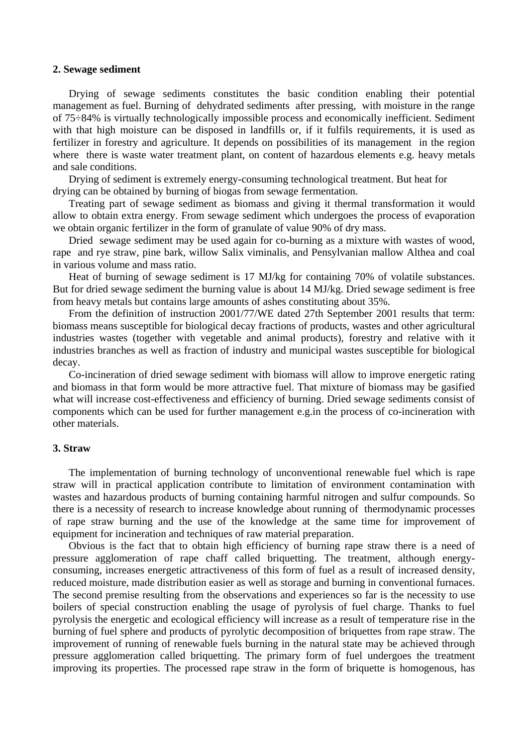## 2. Sewage sediment

Drying of sewage sediments constitutes the basic condition enabling their potential management as fuel. Burning of dehydrated sediments after pressing, with moisture in the range of 75÷84% is virtually technologically impossible process and economically inefficient. Sediment with that high moisture can be disposed in landfills or, if it fulfils requirements, it is used as fertilizer in forestry and agriculture. It depends on possibilities of its management in the region where there is waste water treatment plant, on content of hazardous elements e.g. heavy metals and sale conditions.

Drying of sediment is extremely energy-consuming technological treatment. But heat for drying can be obtained by burning of biogas from sewage fermentation.

Treating part of sewage sediment as biomass and giving it thermal transformation it would allow to obtain extra energy. From sewage sediment which undergoes the process of evaporation we obtain organic fertilizer in the form of granulate of value 90% of dry mass.

Dried sewage sediment may be used again for co-burning as a mixture with wastes of wood, rape and rye straw, pine bark, willow Salix viminalis, and Pensylvanian mallow Althea and coal in various volume and mass ratio.

Heat of burning of sewage sediment is 17 MJ/kg for containing 70% of volatile substances. But for dried sewage sediment the burning value is about 14 MJ/kg. Dried sewage sediment is free from heavy metals but contains large amounts of ashes constituting about 35%.

From the definition of instruction 2001/77/WE dated 27th September 2001 results that term: biomass means susceptible for biological decay fractions of products, wastes and other agricultural industries wastes (together with vegetable and animal products), forestry and relative with it industries branches as well as fraction of industry and municipal wastes susceptible for biological decay.

Co-incineration of dried sewage sediment with biomass will allow to improve energetic rating and biomass in that form would be more attractive fuel. That mixture of biomass may be gasified what will increase cost-effectiveness and efficiency of burning. Dried sewage sediments consist of components which can be used for further management e.g.in the process of co-incineration with other materials.

## 3. Straw

The implementation of burning technology of unconventional renewable fuel which is rape straw will in practical application contribute to limitation of environment contamination with wastes and hazardous products of burning containing harmful nitrogen and sulfur compounds. So there is a necessity of research to increase knowledge about running of thermodynamic processes of rape straw burning and the use of the knowledge at the same time for improvement of equipment for incineration and techniques of raw material preparation.

Obvious is the fact that to obtain high efficiency of burning rape straw there is a need of pressure agglomeration of rape chaff called briquetting. The treatment, although energy-consuming, increases energetic attractiveness of this form of fuel as a result of increased density, reduced moisture, made distribution easier as well as storage and burning in conventional furnaces. The second premise resulting from the observations and experiences so far is the necessity to use boilers of special construction enabling the usage of pyrolysis of fuel charge. Thanks to fuel pyrolysis the energetic and ecological efficiency will increase as a result of temperature rise in the burning of fuel sphere and products of pyrolytic decomposition of briquettes from rape straw. The improvement of running of renewable fuels burning in the natural state may be achieved through pressure agglomeration called briquetting. The primary form of fuel undergoes the treatment improving its properties. The processed rape straw in the form of briquette is homogenous, has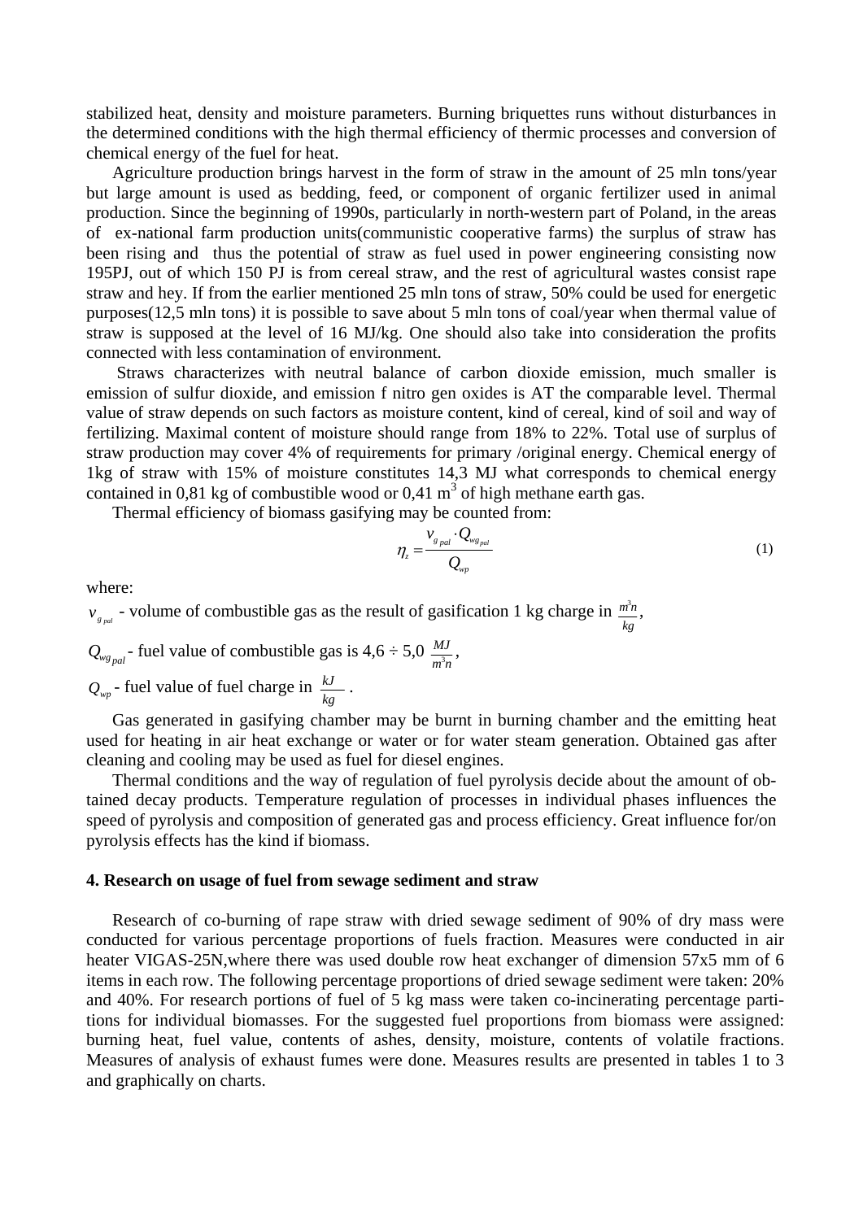stabilized heat, density and moisture parameters. Burning briquettes runs without disturbances in the determined conditions with the high thermal efficiency of thermic processes and conversion of chemical energy of the fuel for heat.

Agriculture production brings harvest in the form of straw in the amount of 25 mln tons/year but large amount is used as bedding, feed, or component of organic fertilizer used in animal production. Since the beginning of 1990s, particularly in north-western part of Poland, in the areas of ex-national farm production units(communistic cooperative farms) the surplus of straw has been rising and thus the potential of straw as fuel used in power engineering consisting now 195PJ, out of which 150 PJ is from cereal straw, and the rest of agricultural wastes consist rape straw and hey. If from the earlier mentioned 25 mln tons of straw, 50% could be used for energetic purposes(12,5 mln tons) it is possible to save about 5 mln tons of coal/year when thermal value of straw is supposed at the level of 16 MJ/kg. One should also take into consideration the profits connected with less contamination of environment.

Straws characterizes with neutral balance of carbon dioxide emission, much smaller is emission of sulfur dioxide, and emission f nitro gen oxides is AT the comparable level. Thermal value of straw depends on such factors as moisture content, kind of cereal, kind of soil and way of fertilizing. Maximal content of moisture should range from 18% to 22%. Total use of surplus of straw production may cover 4% of requirements for primary /original energy. Chemical energy of 1kg of straw with 15% of moisture constitutes 14,3 MJ what corresponds to chemical energy contained in 0,81 kg of combustible wood or 0,41 m$^3$ of high methane earth gas.

Thermal efficiency of biomass gasifying may be counted from:

$$\eta_z = \frac{v_{g\,pal} \cdot Q_{wg_{pal}}}{Q_{wp}} \tag{1}$$

where:

$v_{g\,pal}$ - volume of combustible gas as the result of gasification 1 kg charge in $\frac{m^3 n}{kg}$,

$Q_{wg_{pal}}$ - fuel value of combustible gas is 4,6 ÷ 5,0 $\frac{MJ}{m^3 n}$,

$Q_{wp}$ - fuel value of fuel charge in $\frac{kJ}{kg}$.

Gas generated in gasifying chamber may be burnt in burning chamber and the emitting heat used for heating in air heat exchange or water or for water steam generation. Obtained gas after cleaning and cooling may be used as fuel for diesel engines.

Thermal conditions and the way of regulation of fuel pyrolysis decide about the amount of obtained decay products. Temperature regulation of processes in individual phases influences the speed of pyrolysis and composition of generated gas and process efficiency. Great influence for/on pyrolysis effects has the kind if biomass.

#### 4. Research on usage of fuel from sewage sediment and straw

Research of co-burning of rape straw with dried sewage sediment of 90% of dry mass were conducted for various percentage proportions of fuels fraction. Measures were conducted in air heater VIGAS-25N,where there was used double row heat exchanger of dimension 57x5 mm of 6 items in each row. The following percentage proportions of dried sewage sediment were taken: 20% and 40%. For research portions of fuel of 5 kg mass were taken co-incinerating percentage partitions for individual biomasses. For the suggested fuel proportions from biomass were assigned: burning heat, fuel value, contents of ashes, density, moisture, contents of volatile fractions. Measures of analysis of exhaust fumes were done. Measures results are presented in tables 1 to 3 and graphically on charts.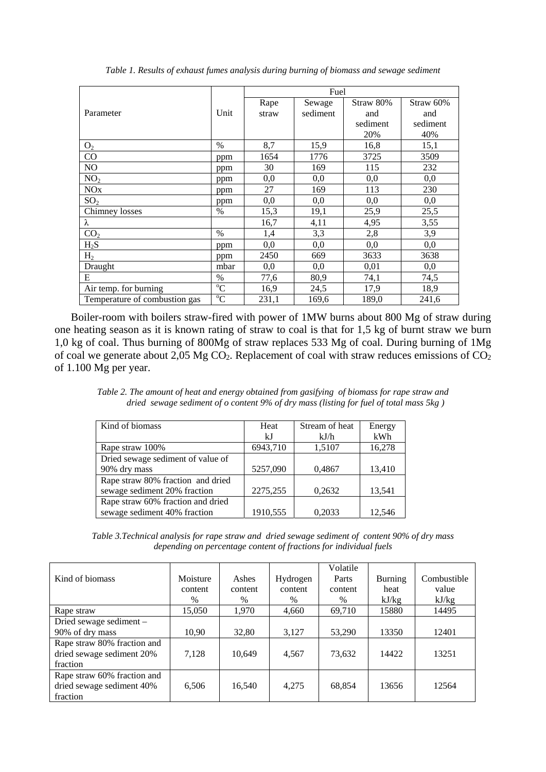*Table 1. Results of exhaust fumes analysis during burning of biomass and sewage sediment*

| Parameter | Unit | Fuel | | | |
|---|---|---|---|---|---|
| | | Rape straw | Sewage sediment | Straw 80% and sediment 20% | Straw 60% and sediment 40% |
| $O_2$ | % | 8,7 | 15,9 | 16,8 | 15,1 |
| CO | ppm | 1654 | 1776 | 3725 | 3509 |
| NO | ppm | 30 | 169 | 115 | 232 |
| $NO_2$ | ppm | 0,0 | 0,0 | 0,0 | 0,0 |
| NOx | ppm | 27 | 169 | 113 | 230 |
| $SO_2$ | ppm | 0,0 | 0,0 | 0,0 | 0,0 |
| Chimney losses | % | 15,3 | 19,1 | 25,9 | 25,5 |
| $\lambda$ | | 16,7 | 4,11 | 4,95 | 3,55 |
| $CO_2$ | % | 1,4 | 3,3 | 2,8 | 3,9 |
| $H_2S$ | ppm | 0,0 | 0,0 | 0,0 | 0,0 |
| $H_2$ | ppm | 2450 | 669 | 3633 | 3638 |
| Draught | mbar | 0,0 | 0,0 | 0,01 | 0,0 |
| E | % | 77,6 | 80,9 | 74,1 | 74,5 |
| Air temp. for burning | $^{o}C$ | 16,9 | 24,5 | 17,9 | 18,9 |
| Temperature of combustion gas | $^{o}C$ | 231,1 | 169,6 | 189,0 | 241,6 |

Boiler-room with boilers straw-fired with power of 1MW burns about 800 Mg of straw during one heating season as it is known rating of straw to coal is that for 1,5 kg of burnt straw we burn 1,0 kg of coal. Thus burning of 800Mg of straw replaces 533 Mg of coal. During burning of 1Mg of coal we generate about 2,05 Mg $CO_2$. Replacement of coal with straw reduces emissions of $CO_2$ of 1.100 Mg per year.

*Table 2. The amount of heat and energy obtained from gasifying of biomass for rape straw and dried sewage sediment of o content 9% of dry mass (listing for fuel of total mass 5kg )*

| Kind of biomass | Heat kJ | Stream of heat kJ/h | Energy kWh |
|---|---|---|---|
| Rape straw 100% | 6943,710 | 1,5107 | 16,278 |
| Dried sewage sediment of value of 90% dry mass | 5257,090 | 0,4867 | 13,410 |
| Rape straw 80% fraction and dried sewage sediment 20% fraction | 2275,255 | 0,2632 | 13,541 |
| Rape straw 60% fraction and dried sewage sediment 40% fraction | 1910,555 | 0,2033 | 12,546 |

*Table 3.Technical analysis for rape straw and dried sewage sediment of content 90% of dry mass depending on percentage content of fractions for individual fuels*

| Kind of biomass | Moisture content % | Ashes content % | Hydrogen content % | Volatile Parts content % | Burning heat kJ/kg | Combustible value kJ/kg |
|---|---|---|---|---|---|---|
| Rape straw | 15,050 | 1,970 | 4,660 | 69,710 | 15880 | 14495 |
| Dried sewage sediment – 90% of dry mass | 10,90 | 32,80 | 3,127 | 53,290 | 13350 | 12401 |
| Rape straw 80% fraction and dried sewage sediment 20% fraction | 7,128 | 10,649 | 4,567 | 73,632 | 14422 | 13251 |
| Rape straw 60% fraction and dried sewage sediment 40% fraction | 6,506 | 16,540 | 4,275 | 68,854 | 13656 | 12564 |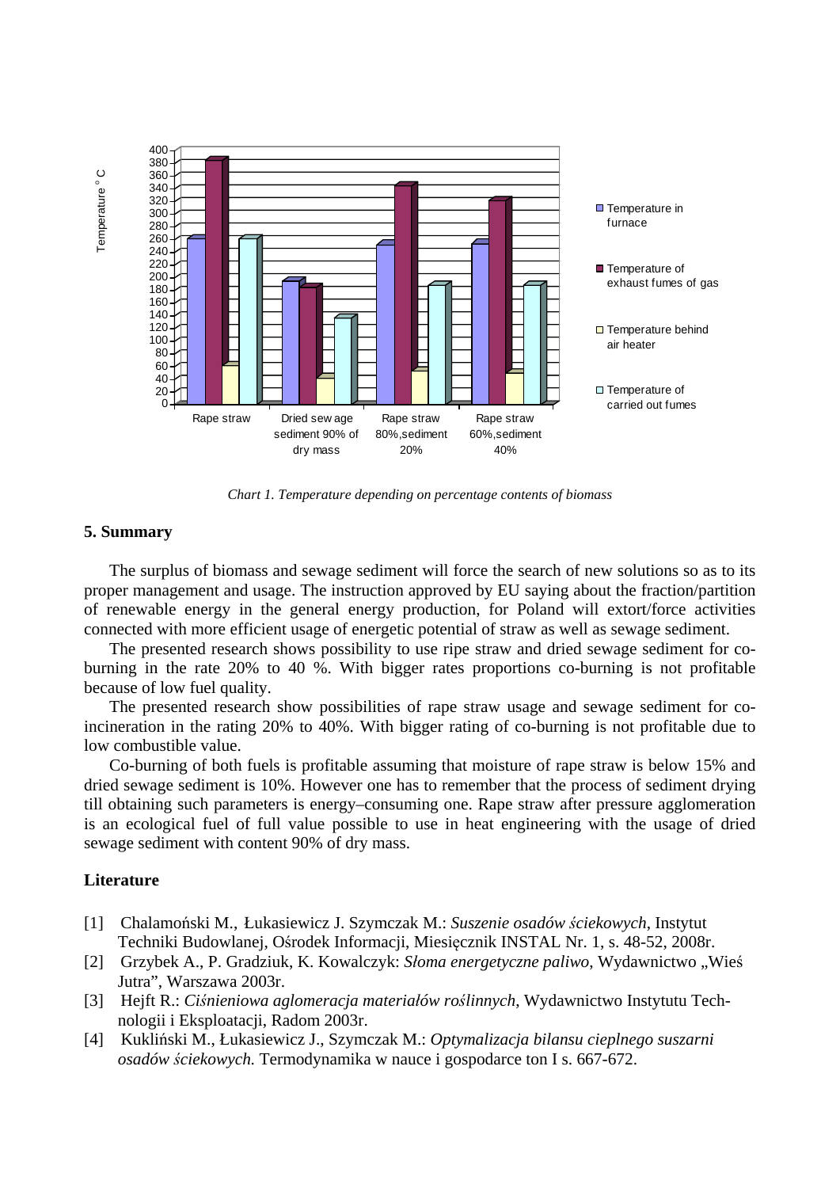*Chart 1. Temperature depending on percentage contents of biomass*

## 5. Summary

The surplus of biomass and sewage sediment will force the search of new solutions so as to its proper management and usage. The instruction approved by EU saying about the fraction/partition of renewable energy in the general energy production, for Poland will extort/force activities connected with more efficient usage of energetic potential of straw as well as sewage sediment.

The presented research shows possibility to use ripe straw and dried sewage sediment for co-burning in the rate 20% to 40 %. With bigger rates proportions co-burning is not profitable because of low fuel quality.

The presented research show possibilities of rape straw usage and sewage sediment for co-incineration in the rating 20% to 40%. With bigger rating of co-burning is not profitable due to low combustible value.

Co-burning of both fuels is profitable assuming that moisture of rape straw is below 15% and dried sewage sediment is 10%. However one has to remember that the process of sediment drying till obtaining such parameters is energy–consuming one. Rape straw after pressure agglomeration is an ecological fuel of full value possible to use in heat engineering with the usage of dried sewage sediment with content 90% of dry mass.

## Literature

[1] Chalamoński M., Łukasiewicz J. Szymczak M.: *Suszenie osadów ściekowych*, Instytut Techniki Budowlanej, Ośrodek Informacji, Miesięcznik INSTAL Nr. 1, s. 48-52, 2008r.

[2] Grzybek A., P. Gradziuk, K. Kowalczyk: *Słoma energetyczne paliwo*, Wydawnictwo „Wieś Jutra", Warszawa 2003r.

[3] Hejft R.: *Ciśnieniowa aglomeracja materiałów roślinnych*, Wydawnictwo Instytutu Technologii i Eksploatacji, Radom 2003r.

[4] Kukliński M., Łukasiewicz J., Szymczak M.: *Optymalizacja bilansu cieplnego suszarni osadów ściekowych.* Termodynamika w nauce i gospodarce ton I s. 667-672.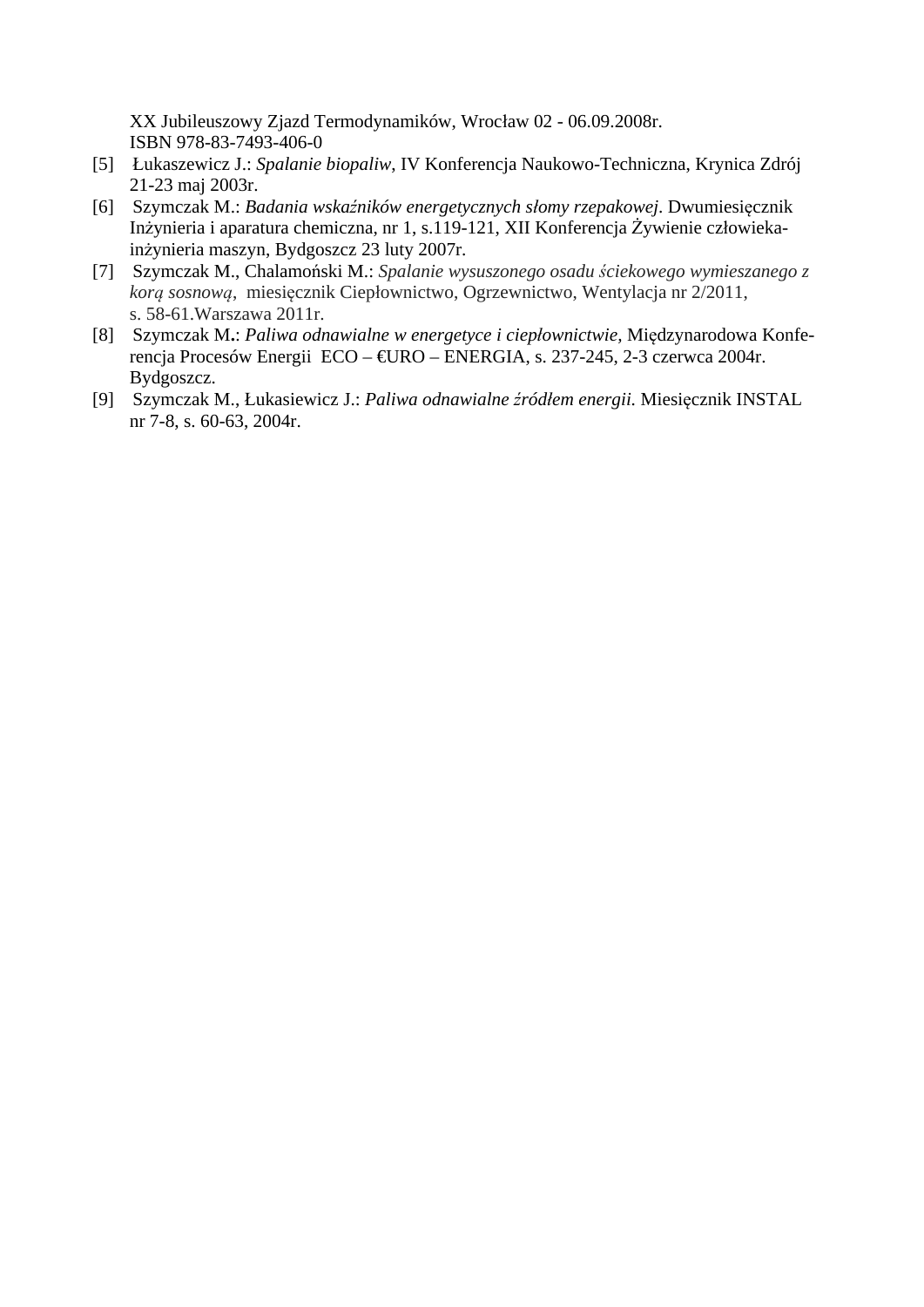XX Jubileuszowy Zjazd Termodynamików, Wrocław 02 - 06.09.2008r. ISBN 978-83-7493-406-0

[5] Łukaszewicz J.: *Spalanie biopaliw*, IV Konferencja Naukowo-Techniczna, Krynica Zdrój 21-23 maj 2003r.

[6] Szymczak M.: *Badania wskaźników energetycznych słomy rzepakowej*. Dwumiesięcznik Inżynieria i aparatura chemiczna, nr 1, s.119-121, XII Konferencja Żywienie człowieka-inżynieria maszyn, Bydgoszcz 23 luty 2007r.

[7] Szymczak M., Chalamoński M.: *Spalanie wysuszonego osadu ściekowego wymieszanego z korą sosnową*, miesięcznik Ciepłownictwo, Ogrzewnictwo, Wentylacja nr 2/2011, s. 58-61.Warszawa 2011r.

[8] Szymczak M.: *Paliwa odnawialne w energetyce i ciepłownictwie*, Międzynarodowa Konferencja Procesów Energii ECO – €URO – ENERGIA, s. 237-245, 2-3 czerwca 2004r. Bydgoszcz.

[9] Szymczak M., Łukasiewicz J.: *Paliwa odnawialne źródłem energii*. Miesięcznik INSTAL nr 7-8, s. 60-63, 2004r.